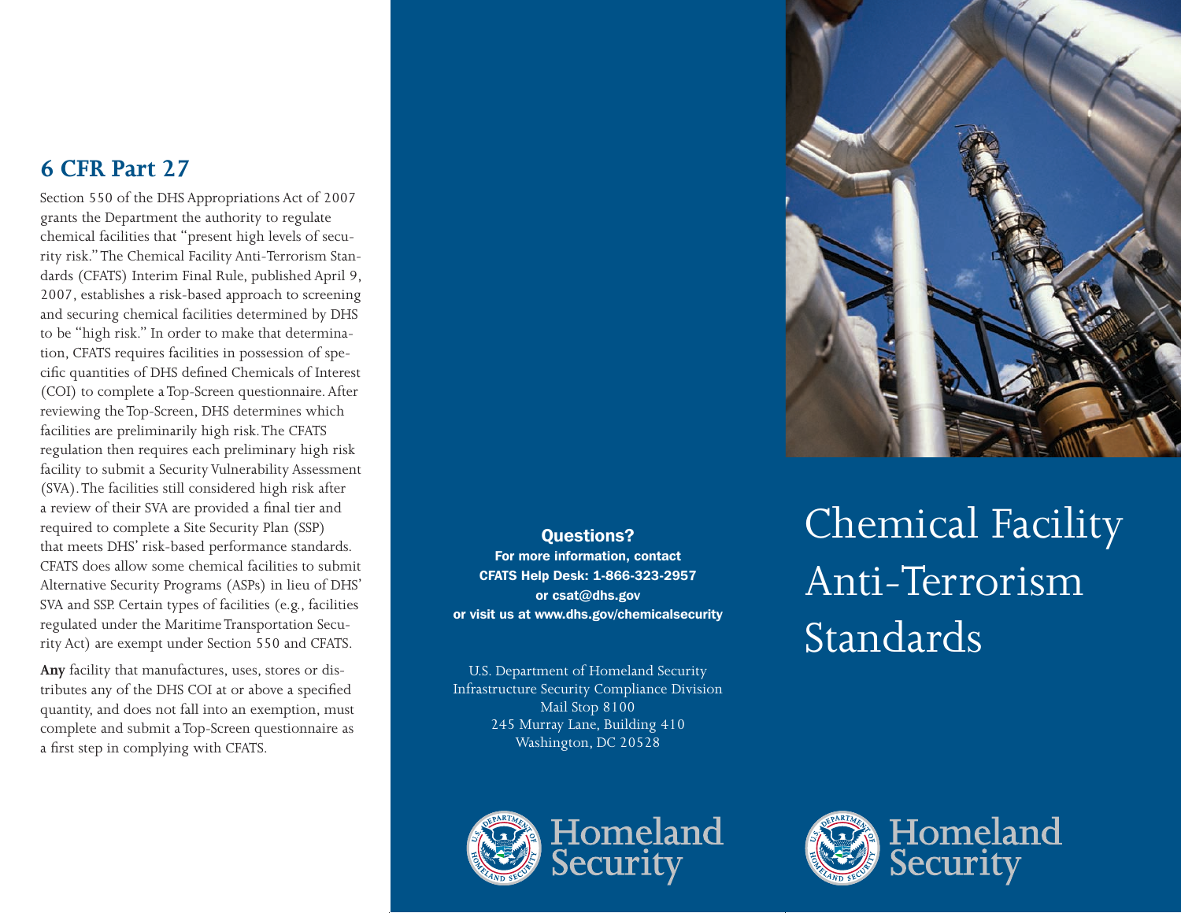## 6 CFR Part 27

Section 550 of the DHS Appropriations Act of 2007 grants the Department the authority to regulate chemical facilities that "present high levels of security risk." The Chemical Facility Anti-Terrorism Standards (CFATS) Interim Final Rule, published April 9, 2007, establishes a risk-based approach to screening and securing chemical facilities determined by DHS to be "high risk." In order to make that determination, CFATS requires facilities in possession of specific quantities of DHS defined Chemicals of Interest (COI) to complete a Top-Screen questionnaire. After reviewing the Top-Screen, DHS determines which facilities are preliminarily high risk. The CFATS regulation then requires each preliminary high risk facility to submit a Security Vulnerability Assessment (SVA). The facilities still considered high risk after a review of their SVA are provided a final tier and required to complete a Site Security Plan (SSP) that meets DHS' risk-based performance standards. CFATS does allow some chemical facilities to submit Alternative Security Programs (ASPs) in lieu of DHS' SVA and SSP. Certain types of facilities (e.g., facilities regulated under the Maritime Transportation Security Act) are exempt under Section 550 and CFATS.

**Any** facility that manufactures, uses, stores or distributes any of the DHS COI at or above a specified quantity, and does not fall into an exemption, must complete and submit a Top-Screen questionnaire as a first step in complying with CFATS.

**Questions?**

**For more information, contact**
**CFATS Help Desk: 1-866-323-2957**
**or csat@dhs.gov**
**or visit us at www.dhs.gov/chemicalsecurity**

U.S. Department of Homeland Security
Infrastructure Security Compliance Division
Mail Stop 8100
245 Murray Lane, Building 410
Washington, DC 20528

Homeland Security

# Chemical Facility Anti-Terrorism Standards

Homeland Security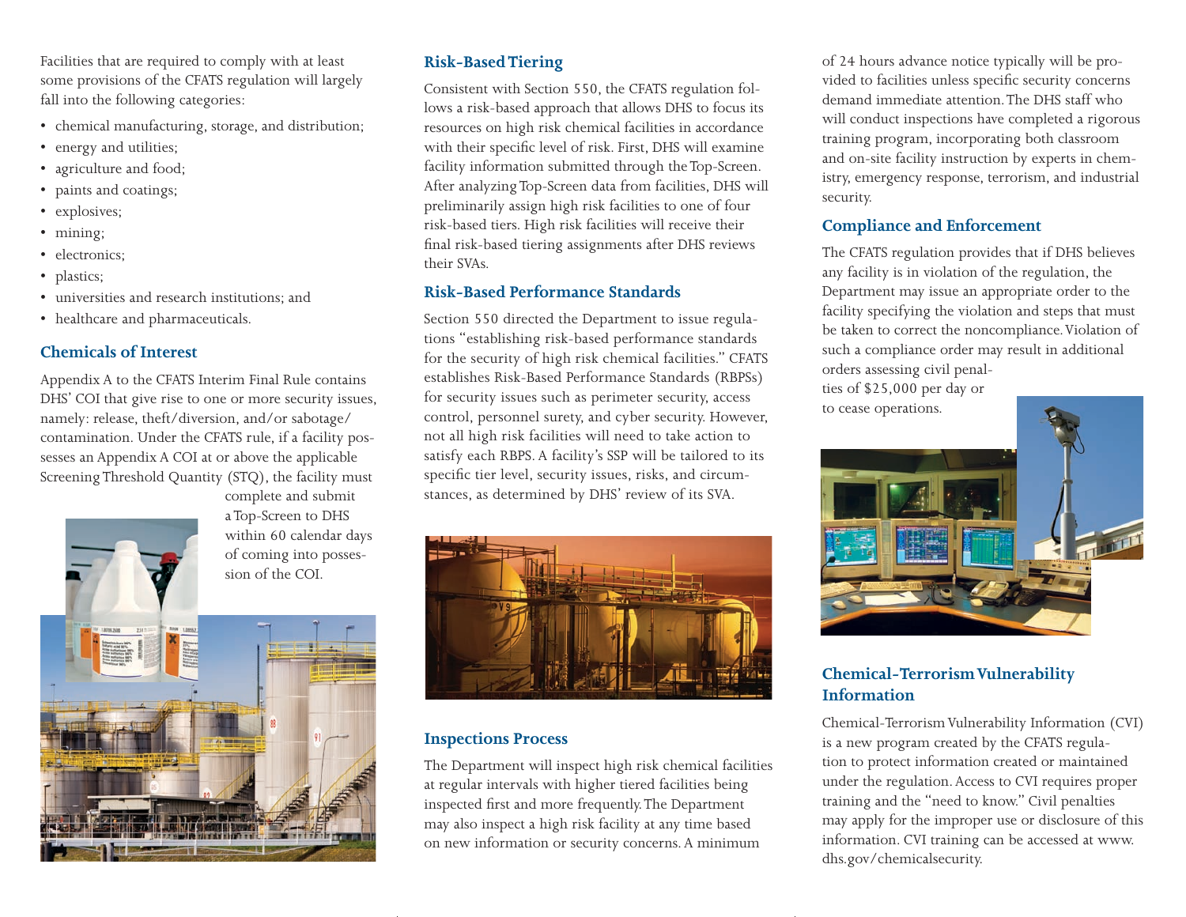Facilities that are required to comply with at least some provisions of the CFATS regulation will largely fall into the following categories:

- chemical manufacturing, storage, and distribution;
- energy and utilities;
- agriculture and food;
- paints and coatings;
- explosives;
- mining;
- electronics;
- plastics;
- universities and research institutions; and
- healthcare and pharmaceuticals.

## Chemicals of Interest

Appendix A to the CFATS Interim Final Rule contains DHS' COI that give rise to one or more security issues, namely: release, theft/diversion, and/or sabotage/contamination. Under the CFATS rule, if a facility possesses an Appendix A COI at or above the applicable Screening Threshold Quantity (STQ), the facility must complete and submit a Top-Screen to DHS within 60 calendar days of coming into possession of the COI.

## Risk-Based Tiering

Consistent with Section 550, the CFATS regulation follows a risk-based approach that allows DHS to focus its resources on high risk chemical facilities in accordance with their specific level of risk. First, DHS will examine facility information submitted through the Top-Screen. After analyzing Top-Screen data from facilities, DHS will preliminarily assign high risk facilities to one of four risk-based tiers. High risk facilities will receive their final risk-based tiering assignments after DHS reviews their SVAs.

## Risk-Based Performance Standards

Section 550 directed the Department to issue regulations "establishing risk-based performance standards for the security of high risk chemical facilities." CFATS establishes Risk-Based Performance Standards (RBPSs) for security issues such as perimeter security, access control, personnel surety, and cyber security. However, not all high risk facilities will need to take action to satisfy each RBPS. A facility's SSP will be tailored to its specific tier level, security issues, risks, and circumstances, as determined by DHS' review of its SVA.

## Inspections Process

The Department will inspect high risk chemical facilities at regular intervals with higher tiered facilities being inspected first and more frequently. The Department may also inspect a high risk facility at any time based on new information or security concerns. A minimum of 24 hours advance notice typically will be provided to facilities unless specific security concerns demand immediate attention. The DHS staff who will conduct inspections have completed a rigorous training program, incorporating both classroom and on-site facility instruction by experts in chemistry, emergency response, terrorism, and industrial security.

## Compliance and Enforcement

The CFATS regulation provides that if DHS believes any facility is in violation of the regulation, the Department may issue an appropriate order to the facility specifying the violation and steps that must be taken to correct the noncompliance. Violation of such a compliance order may result in additional orders assessing civil penalties of $25,000 per day or to cease operations.

## Chemical-Terrorism Vulnerability Information

Chemical-Terrorism Vulnerability Information (CVI) is a new program created by the CFATS regulation to protect information created or maintained under the regulation. Access to CVI requires proper training and the "need to know." Civil penalties may apply for the improper use or disclosure of this information. CVI training can be accessed at www.dhs.gov/chemicalsecurity.